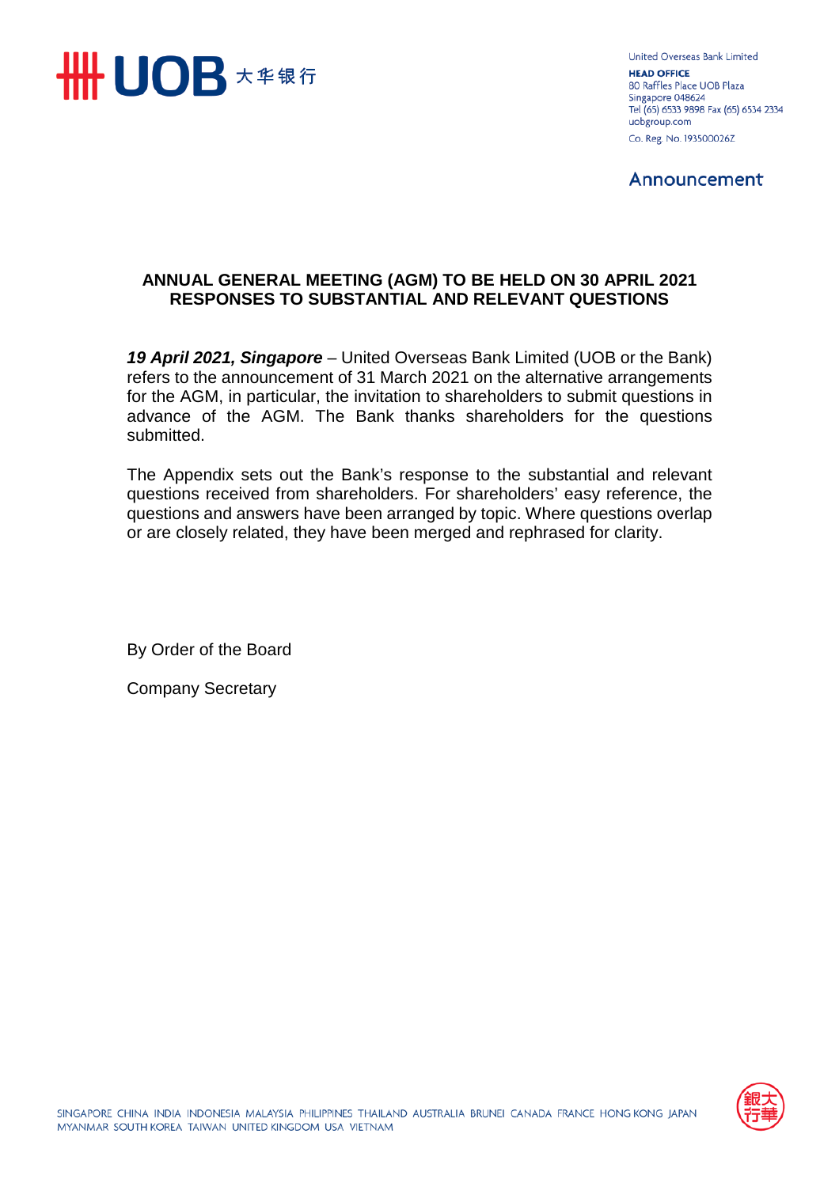United Overseas Bank Limited

**HEAD OFFICE**
80 Raffles Place UOB Plaza
Singapore 048624
Tel (65) 6533 9898 Fax (65) 6534 2334
uobgroup.com

Co. Reg. No. 193500026Z

## Announcement

# ANNUAL GENERAL MEETING (AGM) TO BE HELD ON 30 APRIL 2021 RESPONSES TO SUBSTANTIAL AND RELEVANT QUESTIONS

***19 April 2021, Singapore*** – United Overseas Bank Limited (UOB or the Bank) refers to the announcement of 31 March 2021 on the alternative arrangements for the AGM, in particular, the invitation to shareholders to submit questions in advance of the AGM. The Bank thanks shareholders for the questions submitted.

The Appendix sets out the Bank's response to the substantial and relevant questions received from shareholders. For shareholders' easy reference, the questions and answers have been arranged by topic. Where questions overlap or are closely related, they have been merged and rephrased for clarity.

By Order of the Board

Company Secretary

SINGAPORE CHINA INDIA INDONESIA MALAYSIA PHILIPPINES THAILAND AUSTRALIA BRUNEI CANADA FRANCE HONG KONG JAPAN MYANMAR SOUTH KOREA TAIWAN UNITED KINGDOM USA VIETNAM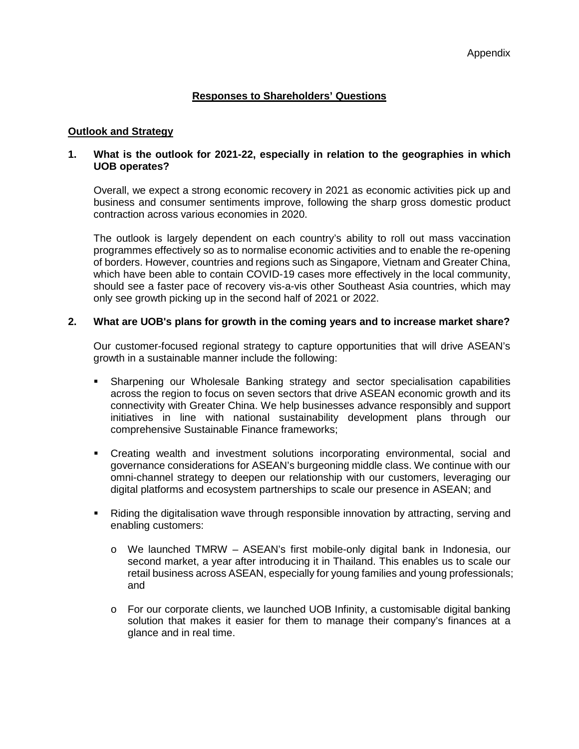Appendix

## Responses to Shareholders' Questions

### Outlook and Strategy

**1. What is the outlook for 2021-22, especially in relation to the geographies in which UOB operates?**

Overall, we expect a strong economic recovery in 2021 as economic activities pick up and business and consumer sentiments improve, following the sharp gross domestic product contraction across various economies in 2020.

The outlook is largely dependent on each country's ability to roll out mass vaccination programmes effectively so as to normalise economic activities and to enable the re-opening of borders. However, countries and regions such as Singapore, Vietnam and Greater China, which have been able to contain COVID-19 cases more effectively in the local community, should see a faster pace of recovery vis-a-vis other Southeast Asia countries, which may only see growth picking up in the second half of 2021 or 2022.

**2. What are UOB's plans for growth in the coming years and to increase market share?**

Our customer-focused regional strategy to capture opportunities that will drive ASEAN's growth in a sustainable manner include the following:

- Sharpening our Wholesale Banking strategy and sector specialisation capabilities across the region to focus on seven sectors that drive ASEAN economic growth and its connectivity with Greater China. We help businesses advance responsibly and support initiatives in line with national sustainability development plans through our comprehensive Sustainable Finance frameworks;
- Creating wealth and investment solutions incorporating environmental, social and governance considerations for ASEAN's burgeoning middle class. We continue with our omni-channel strategy to deepen our relationship with our customers, leveraging our digital platforms and ecosystem partnerships to scale our presence in ASEAN; and
- Riding the digitalisation wave through responsible innovation by attracting, serving and enabling customers:
  - We launched TMRW – ASEAN's first mobile-only digital bank in Indonesia, our second market, a year after introducing it in Thailand. This enables us to scale our retail business across ASEAN, especially for young families and young professionals; and
  - For our corporate clients, we launched UOB Infinity, a customisable digital banking solution that makes it easier for them to manage their company's finances at a glance and in real time.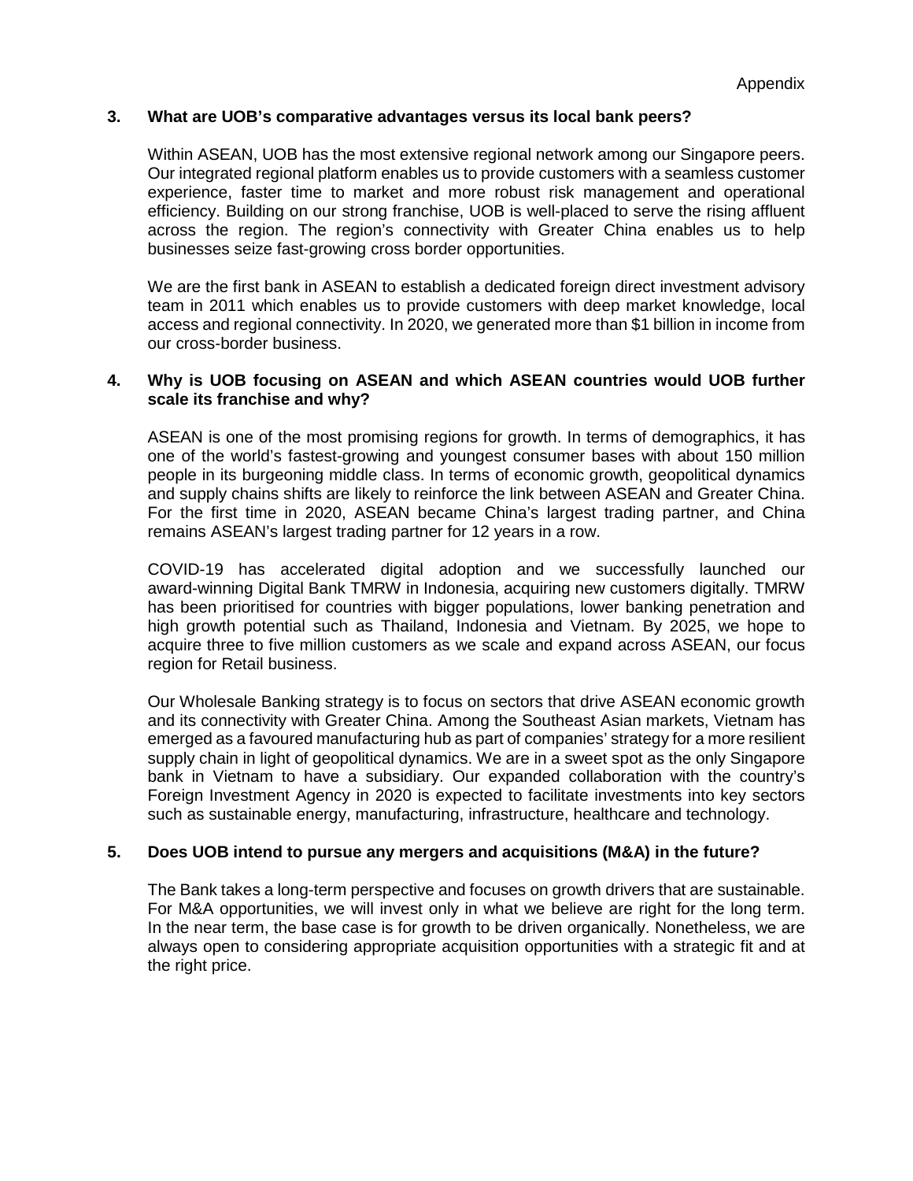Appendix

**3. What are UOB's comparative advantages versus its local bank peers?**

Within ASEAN, UOB has the most extensive regional network among our Singapore peers. Our integrated regional platform enables us to provide customers with a seamless customer experience, faster time to market and more robust risk management and operational efficiency. Building on our strong franchise, UOB is well-placed to serve the rising affluent across the region. The region's connectivity with Greater China enables us to help businesses seize fast-growing cross border opportunities.

We are the first bank in ASEAN to establish a dedicated foreign direct investment advisory team in 2011 which enables us to provide customers with deep market knowledge, local access and regional connectivity. In 2020, we generated more than $1 billion in income from our cross-border business.

**4. Why is UOB focusing on ASEAN and which ASEAN countries would UOB further scale its franchise and why?**

ASEAN is one of the most promising regions for growth. In terms of demographics, it has one of the world's fastest-growing and youngest consumer bases with about 150 million people in its burgeoning middle class. In terms of economic growth, geopolitical dynamics and supply chains shifts are likely to reinforce the link between ASEAN and Greater China. For the first time in 2020, ASEAN became China's largest trading partner, and China remains ASEAN's largest trading partner for 12 years in a row.

COVID-19 has accelerated digital adoption and we successfully launched our award-winning Digital Bank TMRW in Indonesia, acquiring new customers digitally. TMRW has been prioritised for countries with bigger populations, lower banking penetration and high growth potential such as Thailand, Indonesia and Vietnam. By 2025, we hope to acquire three to five million customers as we scale and expand across ASEAN, our focus region for Retail business.

Our Wholesale Banking strategy is to focus on sectors that drive ASEAN economic growth and its connectivity with Greater China. Among the Southeast Asian markets, Vietnam has emerged as a favoured manufacturing hub as part of companies' strategy for a more resilient supply chain in light of geopolitical dynamics. We are in a sweet spot as the only Singapore bank in Vietnam to have a subsidiary. Our expanded collaboration with the country's Foreign Investment Agency in 2020 is expected to facilitate investments into key sectors such as sustainable energy, manufacturing, infrastructure, healthcare and technology.

**5. Does UOB intend to pursue any mergers and acquisitions (M&A) in the future?**

The Bank takes a long-term perspective and focuses on growth drivers that are sustainable. For M&A opportunities, we will invest only in what we believe are right for the long term. In the near term, the base case is for growth to be driven organically. Nonetheless, we are always open to considering appropriate acquisition opportunities with a strategic fit and at the right price.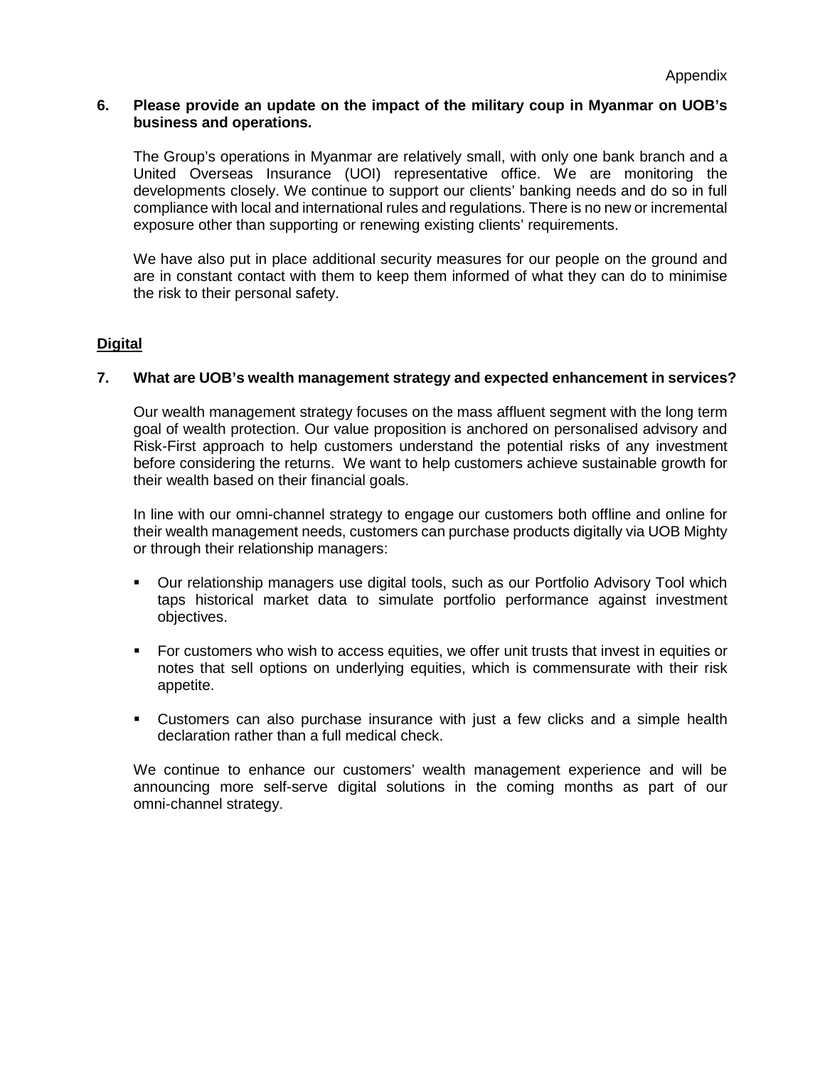Appendix

**6. Please provide an update on the impact of the military coup in Myanmar on UOB's business and operations.**

The Group's operations in Myanmar are relatively small, with only one bank branch and a United Overseas Insurance (UOI) representative office. We are monitoring the developments closely. We continue to support our clients' banking needs and do so in full compliance with local and international rules and regulations. There is no new or incremental exposure other than supporting or renewing existing clients' requirements.

We have also put in place additional security measures for our people on the ground and are in constant contact with them to keep them informed of what they can do to minimise the risk to their personal safety.

**<u>Digital</u>**

**7. What are UOB's wealth management strategy and expected enhancement in services?**

Our wealth management strategy focuses on the mass affluent segment with the long term goal of wealth protection. Our value proposition is anchored on personalised advisory and Risk-First approach to help customers understand the potential risks of any investment before considering the returns. We want to help customers achieve sustainable growth for their wealth based on their financial goals.

In line with our omni-channel strategy to engage our customers both offline and online for their wealth management needs, customers can purchase products digitally via UOB Mighty or through their relationship managers:

- Our relationship managers use digital tools, such as our Portfolio Advisory Tool which taps historical market data to simulate portfolio performance against investment objectives.
- For customers who wish to access equities, we offer unit trusts that invest in equities or notes that sell options on underlying equities, which is commensurate with their risk appetite.
- Customers can also purchase insurance with just a few clicks and a simple health declaration rather than a full medical check.

We continue to enhance our customers' wealth management experience and will be announcing more self-serve digital solutions in the coming months as part of our omni-channel strategy.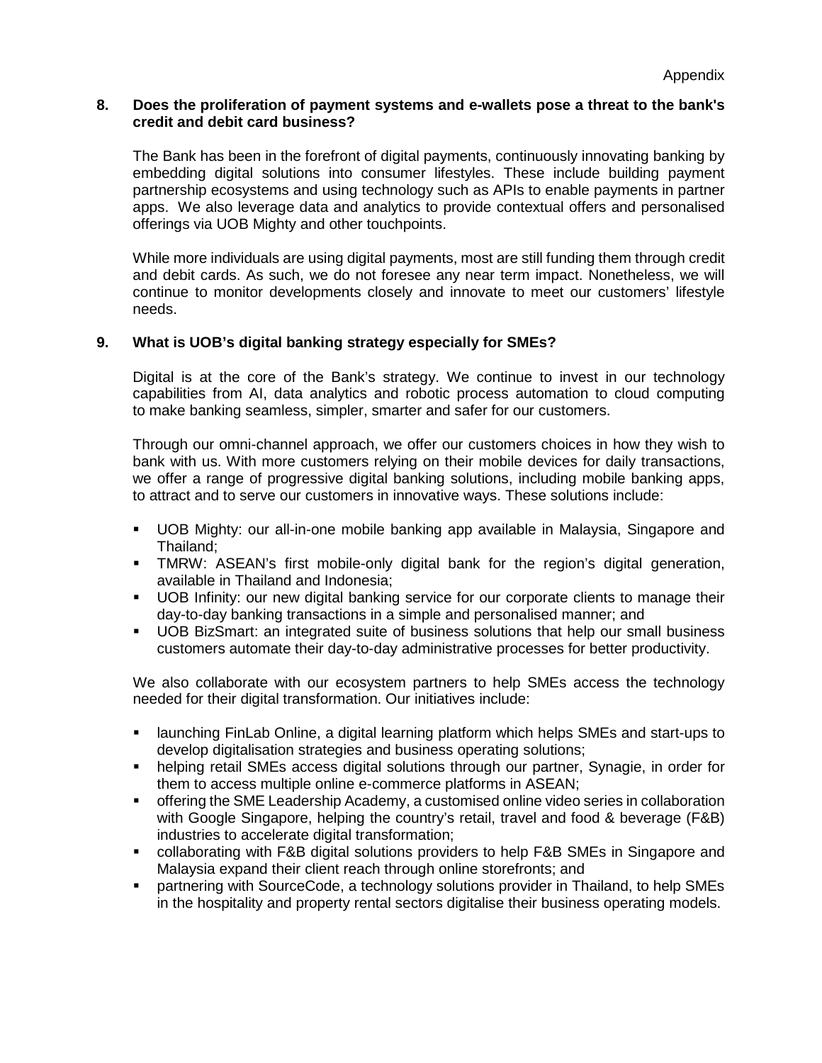Appendix

**8. Does the proliferation of payment systems and e-wallets pose a threat to the bank's credit and debit card business?**

The Bank has been in the forefront of digital payments, continuously innovating banking by embedding digital solutions into consumer lifestyles. These include building payment partnership ecosystems and using technology such as APIs to enable payments in partner apps. We also leverage data and analytics to provide contextual offers and personalised offerings via UOB Mighty and other touchpoints.

While more individuals are using digital payments, most are still funding them through credit and debit cards. As such, we do not foresee any near term impact. Nonetheless, we will continue to monitor developments closely and innovate to meet our customers' lifestyle needs.

**9. What is UOB's digital banking strategy especially for SMEs?**

Digital is at the core of the Bank's strategy. We continue to invest in our technology capabilities from AI, data analytics and robotic process automation to cloud computing to make banking seamless, simpler, smarter and safer for our customers.

Through our omni-channel approach, we offer our customers choices in how they wish to bank with us. With more customers relying on their mobile devices for daily transactions, we offer a range of progressive digital banking solutions, including mobile banking apps, to attract and to serve our customers in innovative ways. These solutions include:

- UOB Mighty: our all-in-one mobile banking app available in Malaysia, Singapore and Thailand;
- TMRW: ASEAN's first mobile-only digital bank for the region's digital generation, available in Thailand and Indonesia;
- UOB Infinity: our new digital banking service for our corporate clients to manage their day-to-day banking transactions in a simple and personalised manner; and
- UOB BizSmart: an integrated suite of business solutions that help our small business customers automate their day-to-day administrative processes for better productivity.

We also collaborate with our ecosystem partners to help SMEs access the technology needed for their digital transformation. Our initiatives include:

- launching FinLab Online, a digital learning platform which helps SMEs and start-ups to develop digitalisation strategies and business operating solutions;
- helping retail SMEs access digital solutions through our partner, Synagie, in order for them to access multiple online e-commerce platforms in ASEAN;
- offering the SME Leadership Academy, a customised online video series in collaboration with Google Singapore, helping the country's retail, travel and food & beverage (F&B) industries to accelerate digital transformation;
- collaborating with F&B digital solutions providers to help F&B SMEs in Singapore and Malaysia expand their client reach through online storefronts; and
- partnering with SourceCode, a technology solutions provider in Thailand, to help SMEs in the hospitality and property rental sectors digitalise their business operating models.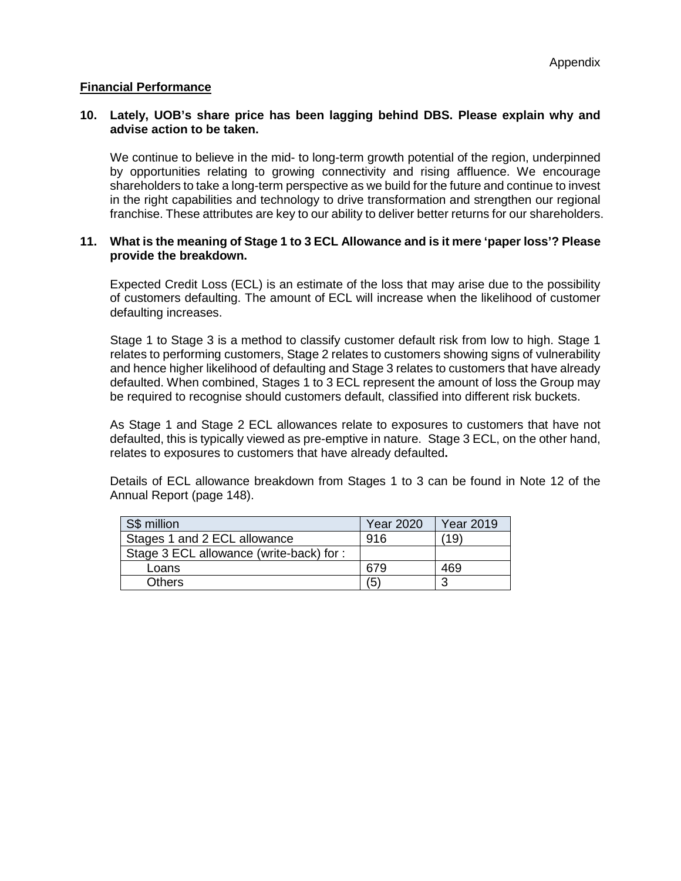Appendix

**Financial Performance**

**10. Lately, UOB's share price has been lagging behind DBS. Please explain why and advise action to be taken.**

We continue to believe in the mid- to long-term growth potential of the region, underpinned by opportunities relating to growing connectivity and rising affluence. We encourage shareholders to take a long-term perspective as we build for the future and continue to invest in the right capabilities and technology to drive transformation and strengthen our regional franchise. These attributes are key to our ability to deliver better returns for our shareholders.

**11. What is the meaning of Stage 1 to 3 ECL Allowance and is it mere 'paper loss'? Please provide the breakdown.**

Expected Credit Loss (ECL) is an estimate of the loss that may arise due to the possibility of customers defaulting. The amount of ECL will increase when the likelihood of customer defaulting increases.

Stage 1 to Stage 3 is a method to classify customer default risk from low to high. Stage 1 relates to performing customers, Stage 2 relates to customers showing signs of vulnerability and hence higher likelihood of defaulting and Stage 3 relates to customers that have already defaulted. When combined, Stages 1 to 3 ECL represent the amount of loss the Group may be required to recognise should customers default, classified into different risk buckets.

As Stage 1 and Stage 2 ECL allowances relate to exposures to customers that have not defaulted, this is typically viewed as pre-emptive in nature. Stage 3 ECL, on the other hand, relates to exposures to customers that have already defaulted**.**

Details of ECL allowance breakdown from Stages 1 to 3 can be found in Note 12 of the Annual Report (page 148).

| S$ million | Year 2020 | Year 2019 |
|---|---|---|
| Stages 1 and 2 ECL allowance | 916 | (19) |
| Stage 3 ECL allowance (write-back) for : | | |
| Loans | 679 | 469 |
| Others | (5) | 3 |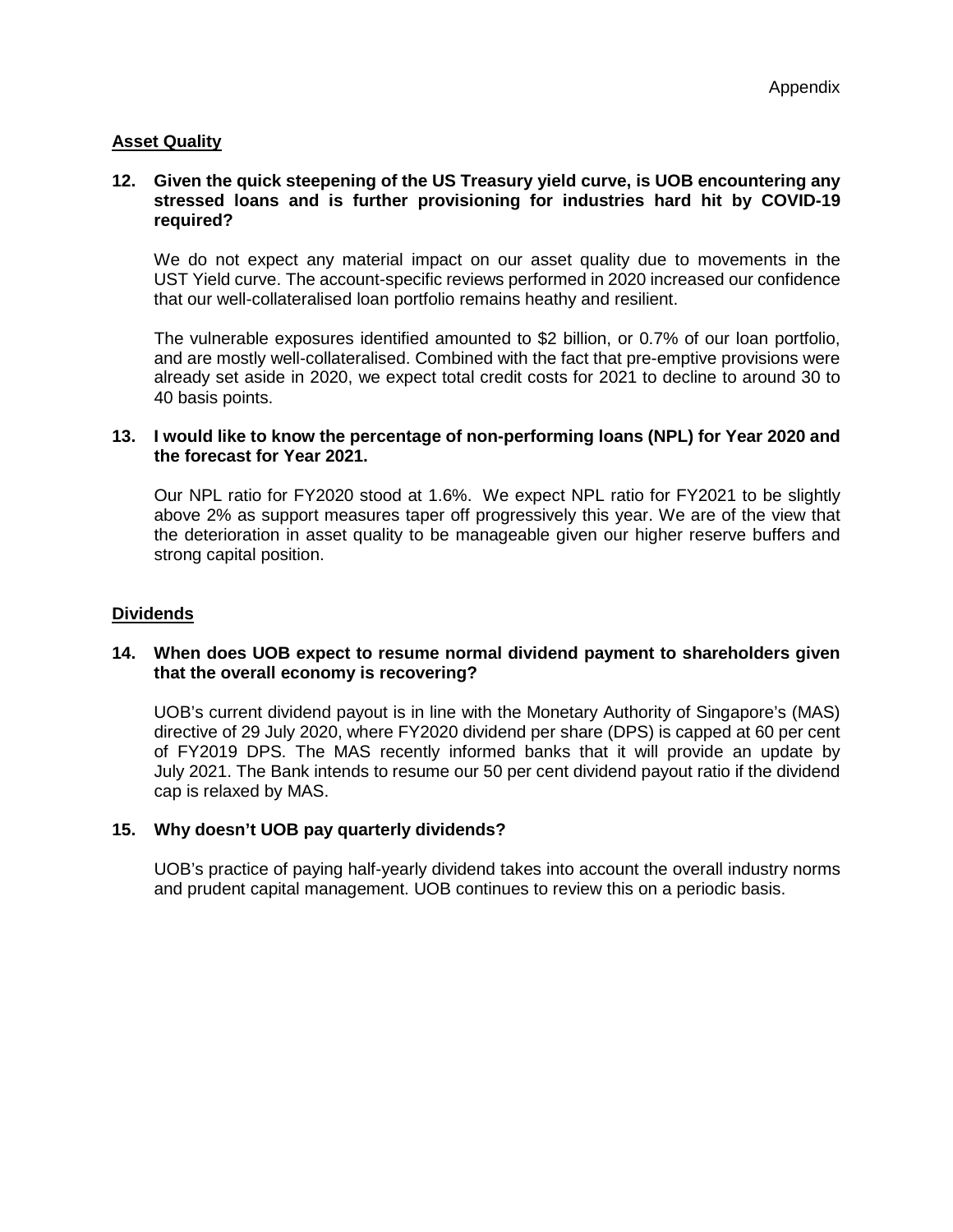Appendix

**Asset Quality**

**12. Given the quick steepening of the US Treasury yield curve, is UOB encountering any stressed loans and is further provisioning for industries hard hit by COVID-19 required?**

We do not expect any material impact on our asset quality due to movements in the UST Yield curve. The account-specific reviews performed in 2020 increased our confidence that our well-collateralised loan portfolio remains heathy and resilient.

The vulnerable exposures identified amounted to $2 billion, or 0.7% of our loan portfolio, and are mostly well-collateralised. Combined with the fact that pre-emptive provisions were already set aside in 2020, we expect total credit costs for 2021 to decline to around 30 to 40 basis points.

**13. I would like to know the percentage of non-performing loans (NPL) for Year 2020 and the forecast for Year 2021.**

Our NPL ratio for FY2020 stood at 1.6%. We expect NPL ratio for FY2021 to be slightly above 2% as support measures taper off progressively this year. We are of the view that the deterioration in asset quality to be manageable given our higher reserve buffers and strong capital position.

**Dividends**

**14. When does UOB expect to resume normal dividend payment to shareholders given that the overall economy is recovering?**

UOB's current dividend payout is in line with the Monetary Authority of Singapore's (MAS) directive of 29 July 2020, where FY2020 dividend per share (DPS) is capped at 60 per cent of FY2019 DPS. The MAS recently informed banks that it will provide an update by July 2021. The Bank intends to resume our 50 per cent dividend payout ratio if the dividend cap is relaxed by MAS.

**15. Why doesn't UOB pay quarterly dividends?**

UOB's practice of paying half-yearly dividend takes into account the overall industry norms and prudent capital management. UOB continues to review this on a periodic basis.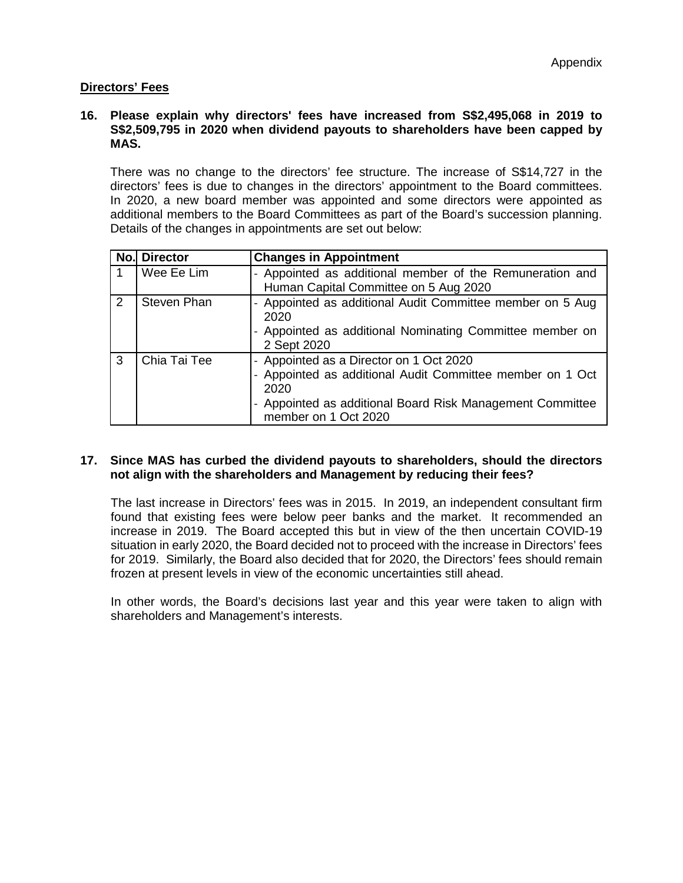Appendix

**Directors' Fees**

**16. Please explain why directors' fees have increased from S$2,495,068 in 2019 to S$2,509,795 in 2020 when dividend payouts to shareholders have been capped by MAS.**

There was no change to the directors' fee structure. The increase of S$14,727 in the directors' fees is due to changes in the directors' appointment to the Board committees. In 2020, a new board member was appointed and some directors were appointed as additional members to the Board Committees as part of the Board's succession planning. Details of the changes in appointments are set out below:

| No. | Director | Changes in Appointment |
|---|---|---|
| 1 | Wee Ee Lim | - Appointed as additional member of the Remuneration and Human Capital Committee on 5 Aug 2020 |
| 2 | Steven Phan | - Appointed as additional Audit Committee member on 5 Aug 2020<br>- Appointed as additional Nominating Committee member on 2 Sept 2020 |
| 3 | Chia Tai Tee | - Appointed as a Director on 1 Oct 2020<br>- Appointed as additional Audit Committee member on 1 Oct 2020<br>- Appointed as additional Board Risk Management Committee member on 1 Oct 2020 |

**17. Since MAS has curbed the dividend payouts to shareholders, should the directors not align with the shareholders and Management by reducing their fees?**

The last increase in Directors' fees was in 2015. In 2019, an independent consultant firm found that existing fees were below peer banks and the market. It recommended an increase in 2019. The Board accepted this but in view of the then uncertain COVID-19 situation in early 2020, the Board decided not to proceed with the increase in Directors' fees for 2019. Similarly, the Board also decided that for 2020, the Directors' fees should remain frozen at present levels in view of the economic uncertainties still ahead.

In other words, the Board's decisions last year and this year were taken to align with shareholders and Management's interests.